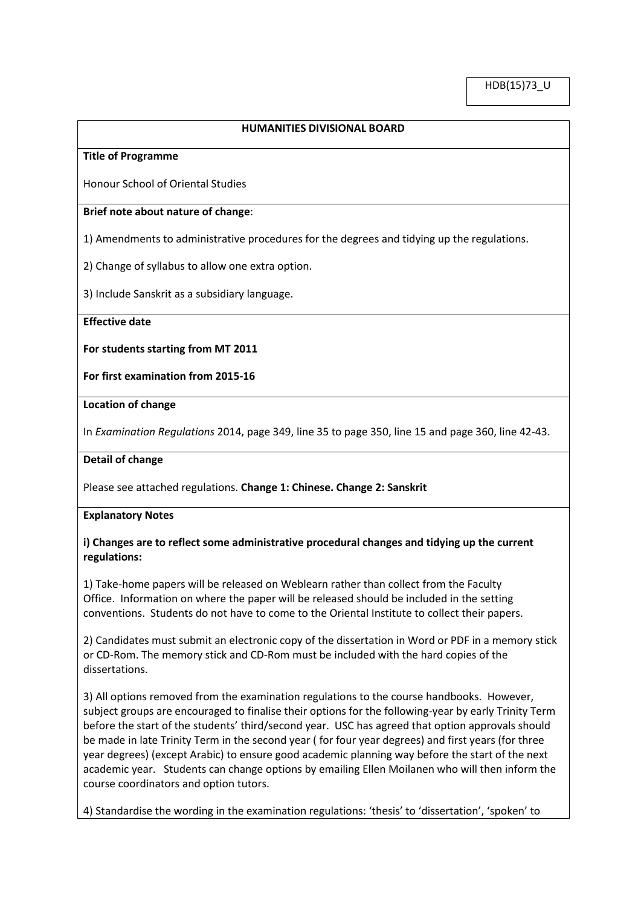HDB(15)73_U

**HUMANITIES DIVISIONAL BOARD**

**Title of Programme**

Honour School of Oriental Studies

**Brief note about nature of change**:

1) Amendments to administrative procedures for the degrees and tidying up the regulations.

2) Change of syllabus to allow one extra option.

3) Include Sanskrit as a subsidiary language.

**Effective date**

**For students starting from MT 2011**

**For first examination from 2015-16**

**Location of change**

In *Examination Regulations* 2014, page 349, line 35 to page 350, line 15 and page 360, line 42-43.

**Detail of change**

Please see attached regulations. **Change 1: Chinese. Change 2: Sanskrit**

**Explanatory Notes**

**i) Changes are to reflect some administrative procedural changes and tidying up the current regulations:**

1) Take-home papers will be released on Weblearn rather than collect from the Faculty Office. Information on where the paper will be released should be included in the setting conventions. Students do not have to come to the Oriental Institute to collect their papers.

2) Candidates must submit an electronic copy of the dissertation in Word or PDF in a memory stick or CD-Rom. The memory stick and CD-Rom must be included with the hard copies of the dissertations.

3) All options removed from the examination regulations to the course handbooks. However, subject groups are encouraged to finalise their options for the following-year by early Trinity Term before the start of the students' third/second year. USC has agreed that option approvals should be made in late Trinity Term in the second year ( for four year degrees) and first years (for three year degrees) (except Arabic) to ensure good academic planning way before the start of the next academic year. Students can change options by emailing Ellen Moilanen who will then inform the course coordinators and option tutors.

4) Standardise the wording in the examination regulations: 'thesis' to 'dissertation', 'spoken' to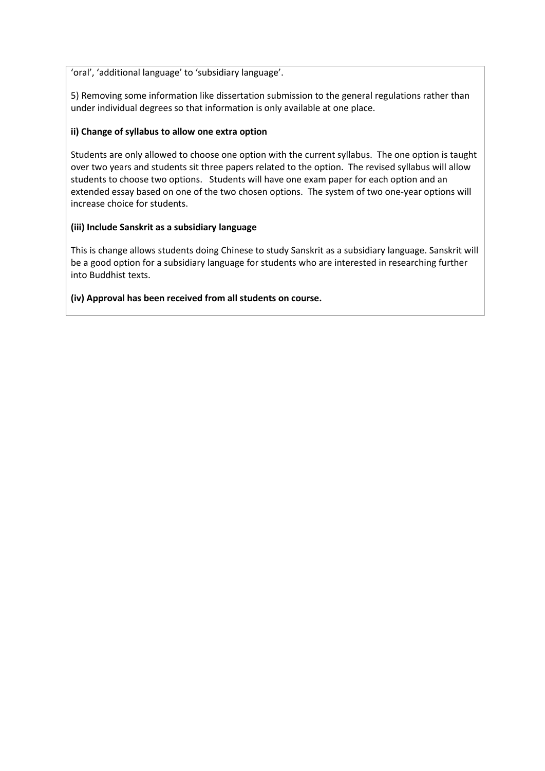'oral', 'additional language' to 'subsidiary language'.

5) Removing some information like dissertation submission to the general regulations rather than under individual degrees so that information is only available at one place.

**ii) Change of syllabus to allow one extra option**

Students are only allowed to choose one option with the current syllabus. The one option is taught over two years and students sit three papers related to the option. The revised syllabus will allow students to choose two options. Students will have one exam paper for each option and an extended essay based on one of the two chosen options. The system of two one-year options will increase choice for students.

**(iii) Include Sanskrit as a subsidiary language**

This is change allows students doing Chinese to study Sanskrit as a subsidiary language. Sanskrit will be a good option for a subsidiary language for students who are interested in researching further into Buddhist texts.

**(iv) Approval has been received from all students on course.**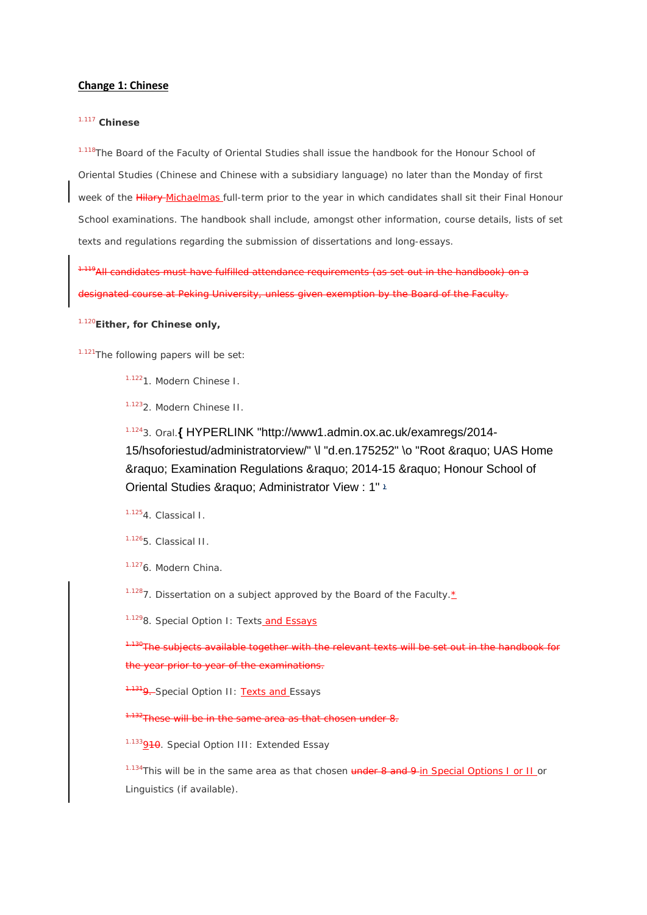**Change 1: Chinese**

[1.117] **Chinese**

[1.118]The Board of the Faculty of Oriental Studies shall issue the handbook for the Honour School of Oriental Studies (Chinese and Chinese with a subsidiary language) no later than the Monday of first week of the ~~Hilary~~ Michaelmas full-term prior to the year in which candidates shall sit their Final Honour School examinations. The handbook shall include, amongst other information, course details, lists of set texts and regulations regarding the submission of dissertations and long-essays.

~~[1.119]All candidates must have fulfilled attendance requirements (as set out in the handbook) on a designated course at Peking University, unless given exemption by the Board of the Faculty.~~

[1.120]**Either, for Chinese only,**

[1.121]The following papers will be set:

[1.122]1. Modern Chinese I.

[1.123]2. Modern Chinese II.

[1.124]3. Oral.{ HYPERLINK "http://www1.admin.ox.ac.uk/examregs/2014-15/hsoforiestud/administratorview/" \l "d.en.175252" \o "Root &raquo; UAS Home &raquo; Examination Regulations &raquo; 2014-15 &raquo; Honour School of Oriental Studies &raquo; Administrator View : 1" [1]

[1.125]4. Classical I.

[1.126]5. Classical II.

[1.127]6. Modern China.

[1.128]7. Dissertation on a subject approved by the Board of the Faculty.*

[1.129]8. Special Option I: Texts and Essays

~~[1.130]The subjects available together with the relevant texts will be set out in the handbook for the year prior to year of the examinations.~~

~~[1.131]9.~~ Special Option II: Texts and Essays

~~[1.132]These will be in the same area as that chosen under 8.~~

[1.133]9~~10~~. Special Option III: Extended Essay

[1.134]This will be in the same area as that chosen ~~under 8 and 9~~ in Special Options I or II or Linguistics (if available).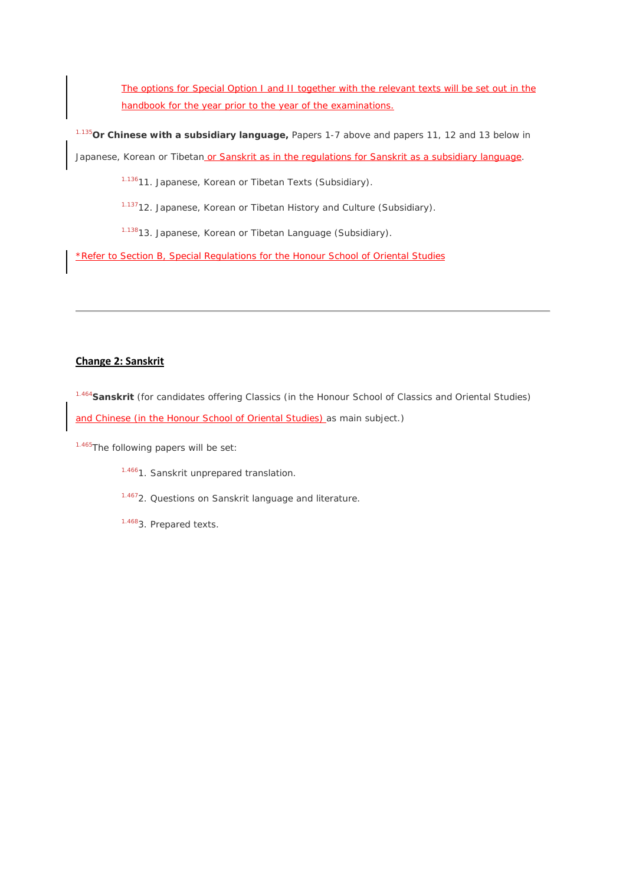The options for Special Option I and II together with the relevant texts will be set out in the handbook for the year prior to the year of the examinations.

[1.135]**Or Chinese with a subsidiary language,** Papers 1-7 above and papers 11, 12 and 13 below in Japanese, Korean or Tibetan or Sanskrit as in the regulations for Sanskrit as a subsidiary language.

[1.136]11. Japanese, Korean or Tibetan Texts (Subsidiary).

[1.137]12. Japanese, Korean or Tibetan History and Culture (Subsidiary).

[1.138]13. Japanese, Korean or Tibetan Language (Subsidiary).

*Refer to Section B, Special Regulations for the Honour School of Oriental Studies

---

## Change 2: Sanskrit

[1.464]**Sanskrit** (for candidates offering Classics (in the Honour School of Classics and Oriental Studies) and Chinese (in the Honour School of Oriental Studies) as main subject.)

[1.465]The following papers will be set:

[1.466]1. Sanskrit unprepared translation.

[1.467]2. Questions on Sanskrit language and literature.

[1.468]3. Prepared texts.